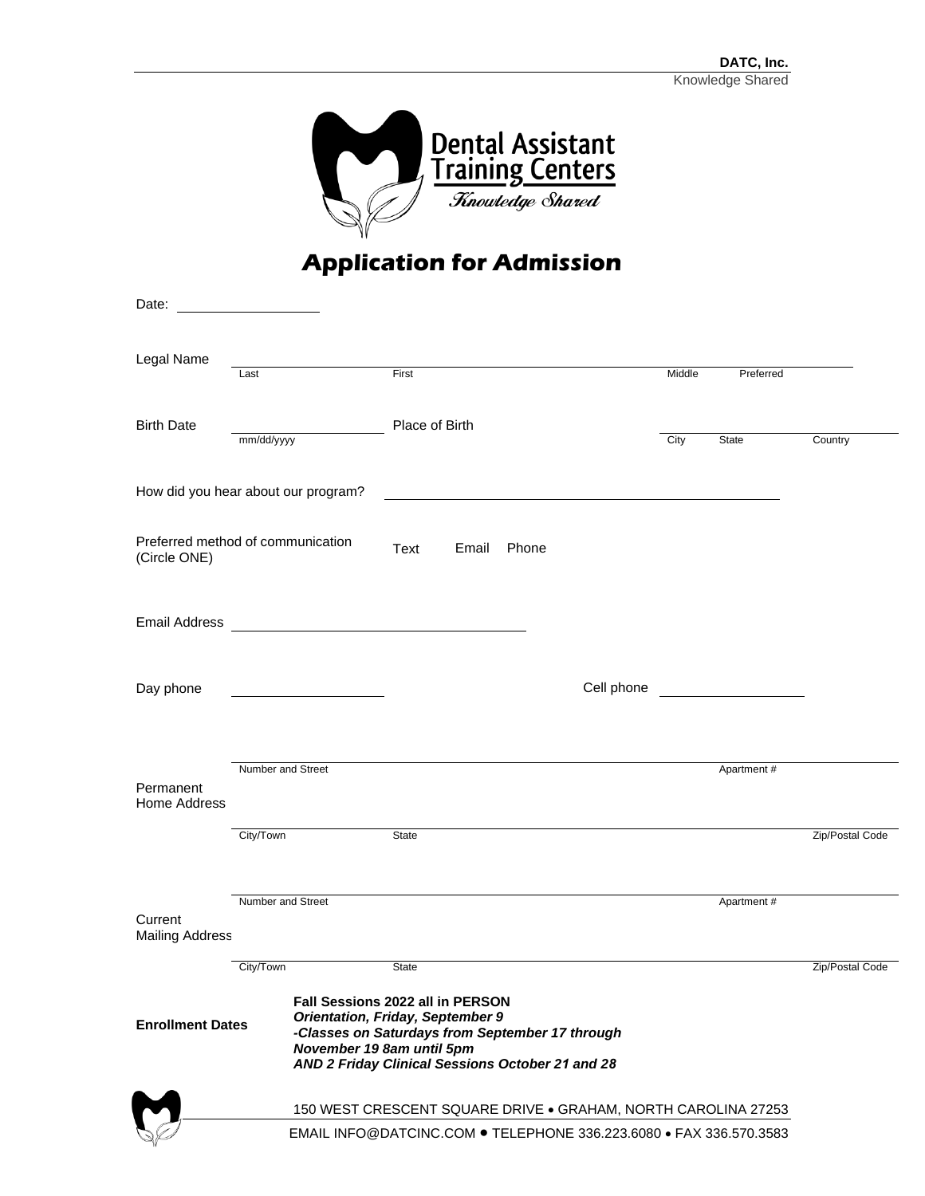DATC, Inc.
Knowledge Shared

Dental Assistant Training Centers
*Knowledge Shared*

# Application for Admission

Date: ____________

Legal Name ______________________________________________
Last | First | Middle | Preferred

Birth Date ____________ Place of Birth ______________________
mm/dd/yyyy | City | State | Country

How did you hear about our program? ______________________________

Preferred method of communication (Circle ONE) Text Email Phone

Email Address ______________________________

Day phone ____________ Cell phone ____________

Permanent Home Address
______________________________________________
Number and Street | Apartment #
______________________________________________
City/Town | State | Zip/Postal Code

Current Mailing Address
______________________________________________
Number and Street | Apartment #
______________________________________________
City/Town | State | Zip/Postal Code

**Enrollment Dates**

**Fall Sessions 2022 all in PERSON**
***Orientation, Friday, September 9***
***-Classes on Saturdays from September 17 through November 19 8am until 5pm***
***AND 2 Friday Clinical Sessions October 21 and 28***

150 WEST CRESCENT SQUARE DRIVE • GRAHAM, NORTH CAROLINA 27253
EMAIL INFO@DATCINC.COM • TELEPHONE 336.223.6080 • FAX 336.570.3583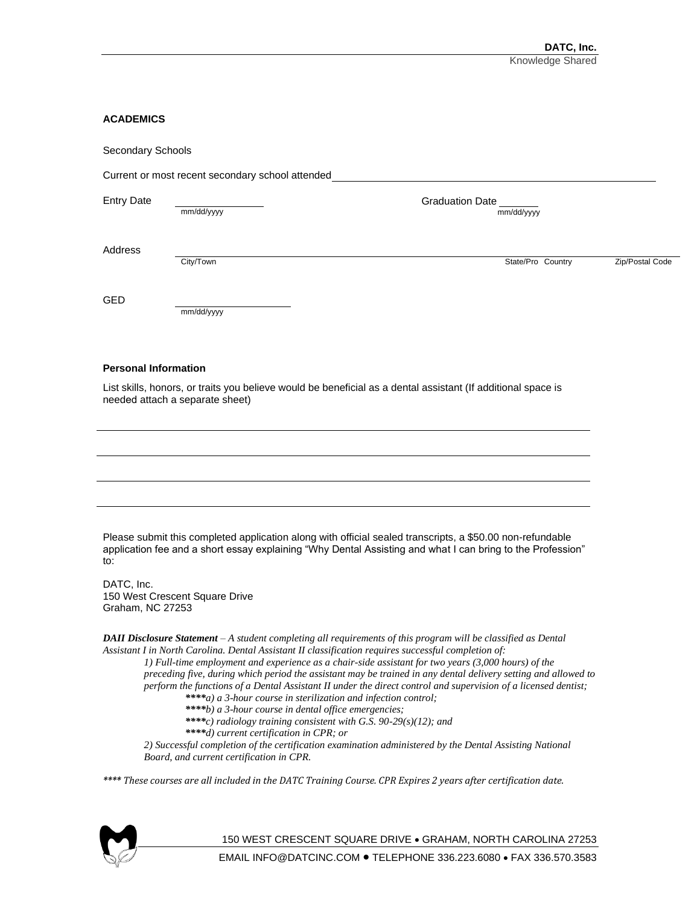## ACADEMICS

Secondary Schools

Current or most recent secondary school attended ______________________________

Entry Date ______________ Graduation Date ______
mm/dd/yyyy mm/dd/yyyy

Address ______________________________________________
City/Town State/Pro Country Zip/Postal Code

GED ______________
mm/dd/yyyy

### Personal Information

List skills, honors, or traits you believe would be beneficial as a dental assistant (If additional space is needed attach a separate sheet)

______________________________________________

______________________________________________

______________________________________________

______________________________________________

Please submit this completed application along with official sealed transcripts, a $50.00 non-refundable application fee and a short essay explaining "Why Dental Assisting and what I can bring to the Profession" to:

DATC, Inc.
150 West Crescent Square Drive
Graham, NC 27253

***DAII Disclosure Statement*** *– A student completing all requirements of this program will be classified as Dental Assistant I in North Carolina. Dental Assistant II classification requires successful completion of:*

*1) Full-time employment and experience as a chair-side assistant for two years (3,000 hours) of the preceding five, during which period the assistant may be trained in any dental delivery setting and allowed to perform the functions of a Dental Assistant II under the direct control and supervision of a licensed dentist;*

- ***\*\*\*\****a) a 3-hour course in sterilization and infection control;*
- ***\*\*\*\****b) a 3-hour course in dental office emergencies;*
- ***\*\*\*\****c) radiology training consistent with G.S. 90-29(s)(12); and*
- ***\*\*\*\****d) current certification in CPR; or*

*2) Successful completion of the certification examination administered by the Dental Assisting National Board, and current certification in CPR.*

*\*\*\*\* These courses are all included in the DATC Training Course. CPR Expires 2 years after certification date.*

150 WEST CRESCENT SQUARE DRIVE • GRAHAM, NORTH CAROLINA 27253
EMAIL INFO@DATCINC.COM • TELEPHONE 336.223.6080 • FAX 336.570.3583